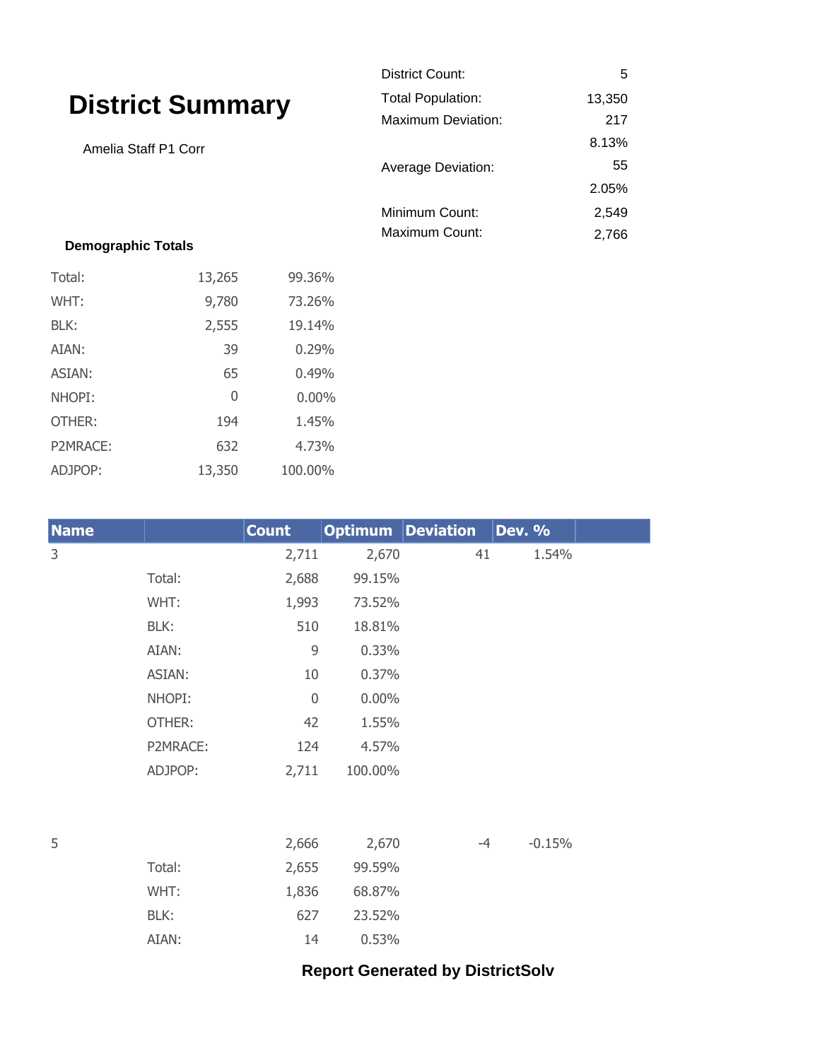# District Summary

Amelia Staff P1 Corr

| | |
|---|---|
| District Count: | 5 |
| Total Population: | 13,350 |
| Maximum Deviation: | 217 |
| | 8.13% |
| Average Deviation: | 55 |
| | 2.05% |
| Minimum Count: | 2,549 |
| Maximum Count: | 2,766 |

**Demographic Totals**

| | | |
|---|---|---|
| Total: | 13,265 | 99.36% |
| WHT: | 9,780 | 73.26% |
| BLK: | 2,555 | 19.14% |
| AIAN: | 39 | 0.29% |
| ASIAN: | 65 | 0.49% |
| NHOPI: | 0 | 0.00% |
| OTHER: | 194 | 1.45% |
| P2MRACE: | 632 | 4.73% |
| ADJPOP: | 13,350 | 100.00% |

| Name | | Count | Optimum | Deviation | Dev. % |
|---|---|---|---|---|---|
| 3 | | 2,711 | 2,670 | 41 | 1.54% |
| | Total: | 2,688 | 99.15% | | |
| | WHT: | 1,993 | 73.52% | | |
| | BLK: | 510 | 18.81% | | |
| | AIAN: | 9 | 0.33% | | |
| | ASIAN: | 10 | 0.37% | | |
| | NHOPI: | 0 | 0.00% | | |
| | OTHER: | 42 | 1.55% | | |
| | P2MRACE: | 124 | 4.57% | | |
| | ADJPOP: | 2,711 | 100.00% | | |
| 5 | | 2,666 | 2,670 | -4 | -0.15% |
| | Total: | 2,655 | 99.59% | | |
| | WHT: | 1,836 | 68.87% | | |
| | BLK: | 627 | 23.52% | | |
| | AIAN: | 14 | 0.53% | | |

**Report Generated by DistrictSolv**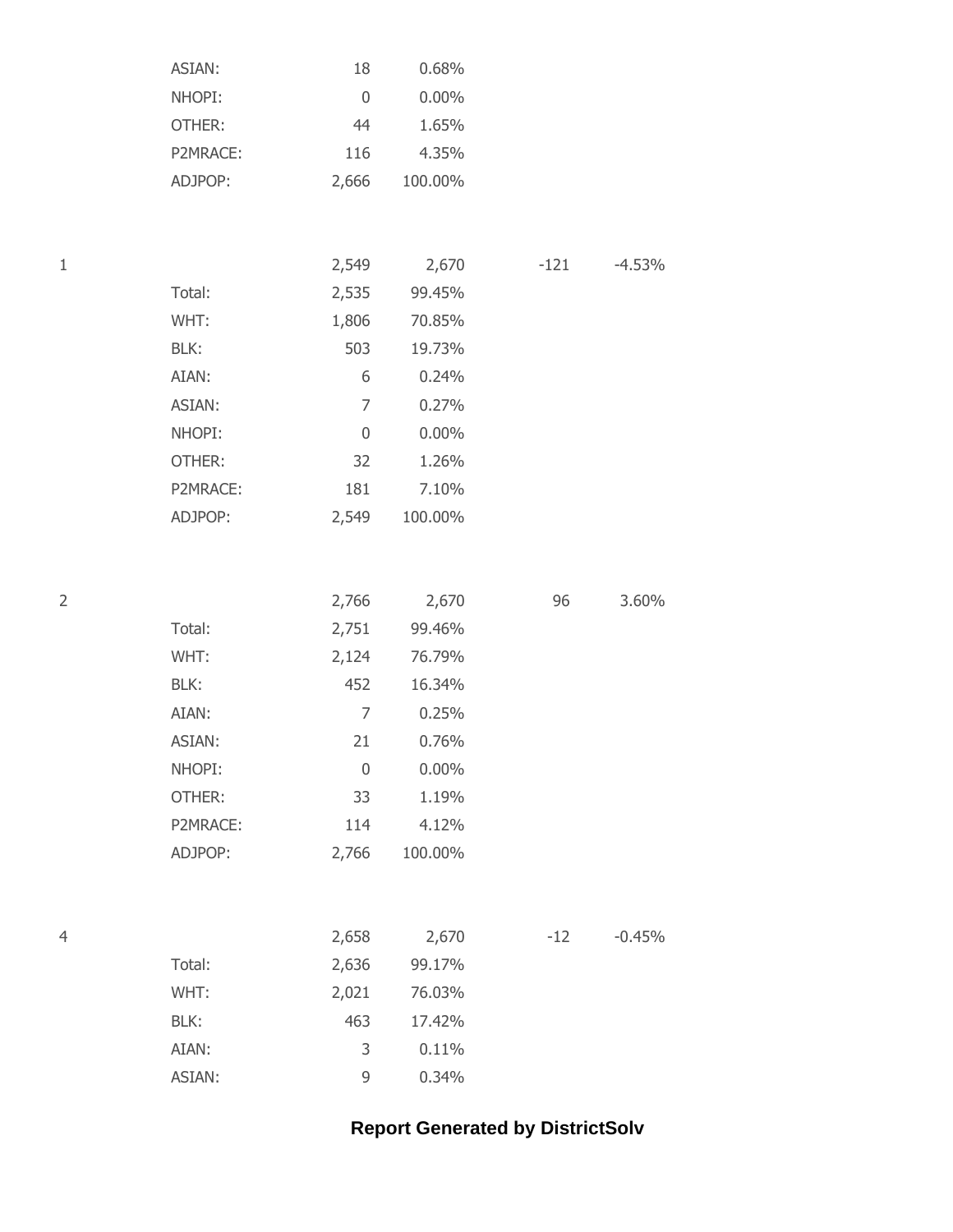| | | | | | |
|---|---|---|---|---|---|
| | ASIAN: | 18 | 0.68% | | |
| | NHOPI: | 0 | 0.00% | | |
| | OTHER: | 44 | 1.65% | | |
| | P2MRACE: | 116 | 4.35% | | |
| | ADJPOP: | 2,666 | 100.00% | | |
| 1 | | 2,549 | 2,670 | -121 | -4.53% |
| | Total: | 2,535 | 99.45% | | |
| | WHT: | 1,806 | 70.85% | | |
| | BLK: | 503 | 19.73% | | |
| | AIAN: | 6 | 0.24% | | |
| | ASIAN: | 7 | 0.27% | | |
| | NHOPI: | 0 | 0.00% | | |
| | OTHER: | 32 | 1.26% | | |
| | P2MRACE: | 181 | 7.10% | | |
| | ADJPOP: | 2,549 | 100.00% | | |
| 2 | | 2,766 | 2,670 | 96 | 3.60% |
| | Total: | 2,751 | 99.46% | | |
| | WHT: | 2,124 | 76.79% | | |
| | BLK: | 452 | 16.34% | | |
| | AIAN: | 7 | 0.25% | | |
| | ASIAN: | 21 | 0.76% | | |
| | NHOPI: | 0 | 0.00% | | |
| | OTHER: | 33 | 1.19% | | |
| | P2MRACE: | 114 | 4.12% | | |
| | ADJPOP: | 2,766 | 100.00% | | |
| 4 | | 2,658 | 2,670 | -12 | -0.45% |
| | Total: | 2,636 | 99.17% | | |
| | WHT: | 2,021 | 76.03% | | |
| | BLK: | 463 | 17.42% | | |
| | AIAN: | 3 | 0.11% | | |
| | ASIAN: | 9 | 0.34% | | |

**Report Generated by DistrictSolv**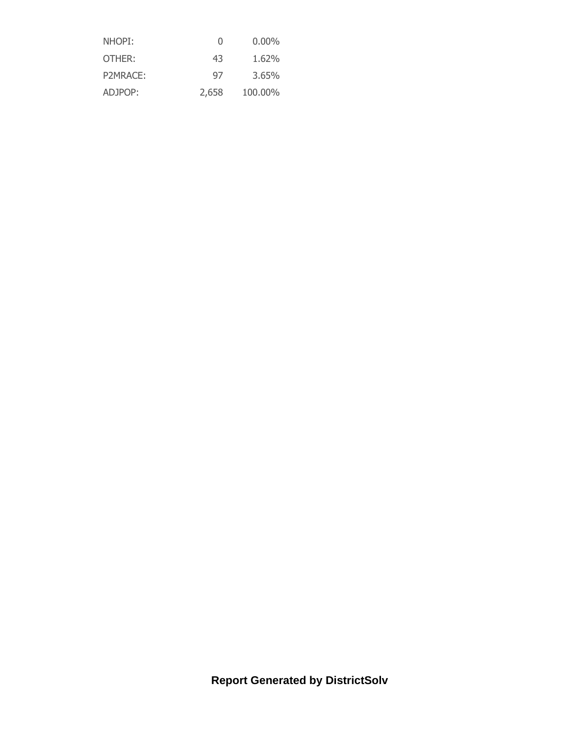| | | |
|---|---|---|
| NHOPI: | 0 | 0.00% |
| OTHER: | 43 | 1.62% |
| P2MRACE: | 97 | 3.65% |
| ADJPOP: | 2,658 | 100.00% |

**Report Generated by DistrictSolv**